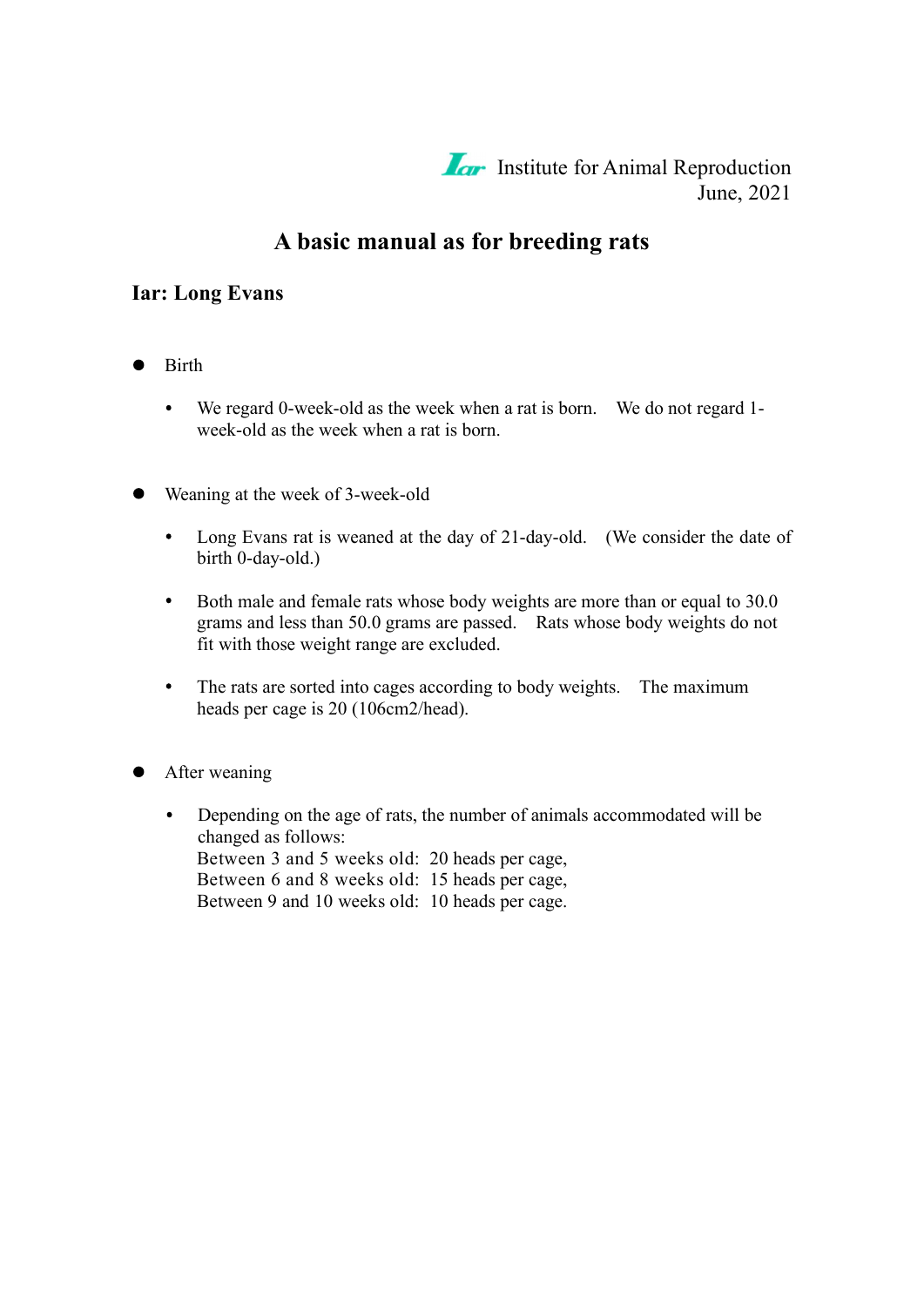Iar Institute for Animal Reproduction
June, 2021

# A basic manual as for breeding rats

## Iar: Long Evans

- Birth
  - We regard 0-week-old as the week when a rat is born. We do not regard 1-week-old as the week when a rat is born.

- Weaning at the week of 3-week-old
  - Long Evans rat is weaned at the day of 21-day-old. (We consider the date of birth 0-day-old.)
  - Both male and female rats whose body weights are more than or equal to 30.0 grams and less than 50.0 grams are passed. Rats whose body weights do not fit with those weight range are excluded.
  - The rats are sorted into cages according to body weights. The maximum heads per cage is 20 (106cm2/head).

- After weaning
  - Depending on the age of rats, the number of animals accommodated will be changed as follows:
    Between 3 and 5 weeks old: 20 heads per cage,
    Between 6 and 8 weeks old: 15 heads per cage,
    Between 9 and 10 weeks old: 10 heads per cage.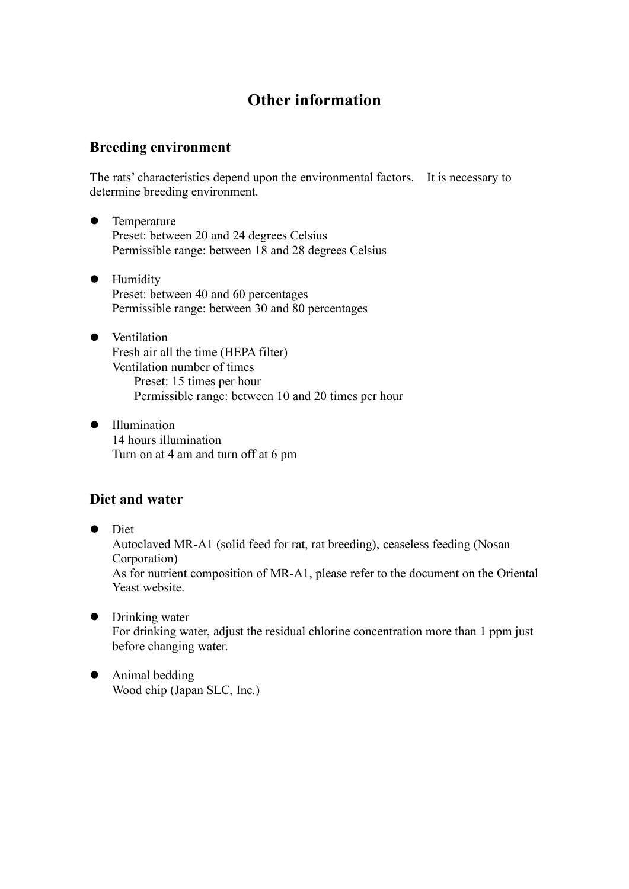# Other information

## Breeding environment

The rats' characteristics depend upon the environmental factors. It is necessary to determine breeding environment.

- Temperature
  Preset: between 20 and 24 degrees Celsius
  Permissible range: between 18 and 28 degrees Celsius

- Humidity
  Preset: between 40 and 60 percentages
  Permissible range: between 30 and 80 percentages

- Ventilation
  Fresh air all the time (HEPA filter)
  Ventilation number of times
    Preset: 15 times per hour
    Permissible range: between 10 and 20 times per hour

- Illumination
  14 hours illumination
  Turn on at 4 am and turn off at 6 pm

## Diet and water

- Diet
  Autoclaved MR-A1 (solid feed for rat, rat breeding), ceaseless feeding (Nosan Corporation)
  As for nutrient composition of MR-A1, please refer to the document on the Oriental Yeast website.

- Drinking water
  For drinking water, adjust the residual chlorine concentration more than 1 ppm just before changing water.

- Animal bedding
  Wood chip (Japan SLC, Inc.)